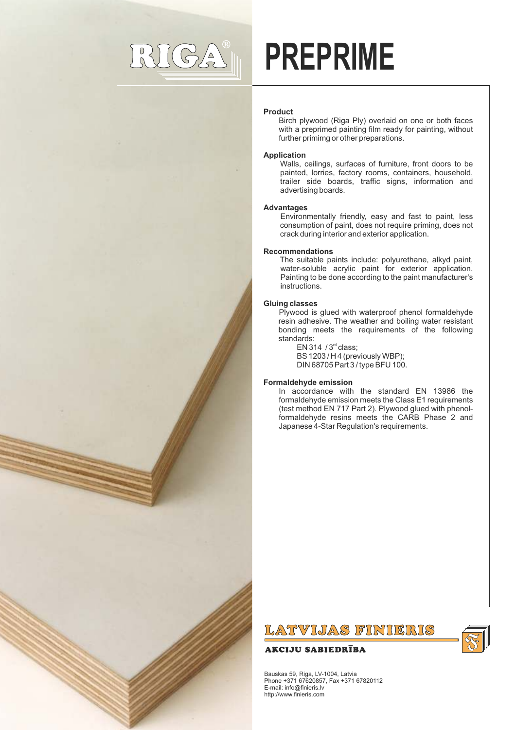# RIGA® PREPRIME

**Product**

Birch plywood (Riga Ply) overlaid on one or both faces with a preprimed painting film ready for painting, without further primimg or other preparations.

**Application**

Walls, ceilings, surfaces of furniture, front doors to be painted, lorries, factory rooms, containers, household, trailer side boards, traffic signs, information and advertising boards.

**Advantages**

Environmentally friendly, easy and fast to paint, less consumption of paint, does not require priming, does not crack during interior and exterior application.

**Recommendations**

The suitable paints include: polyurethane, alkyd paint, water-soluble acrylic paint for exterior application. Painting to be done according to the paint manufacturer's instructions.

**Gluing classes**

Plywood is glued with waterproof phenol formaldehyde resin adhesive. The weather and boiling water resistant bonding meets the requirements of the following standards:

EN 314 / 3rd class;
BS 1203 / H 4 (previously WBP);
DIN 68705 Part 3 / type BFU 100.

**Formaldehyde emission**

In accordance with the standard EN 13986 the formaldehyde emission meets the Class E1 requirements (test method EN 717 Part 2). Plywood glued with phenol-formaldehyde resins meets the CARB Phase 2 and Japanese 4-Star Regulation's requirements.

**LATVIJAS FINIERIS**
**AKCIJU SABIEDRĪBA**

Bauskas 59, Riga, LV-1004, Latvia
Phone +371 67620857, Fax +371 67820112
E-mail: info@finieris.lv
http://www.finieris.com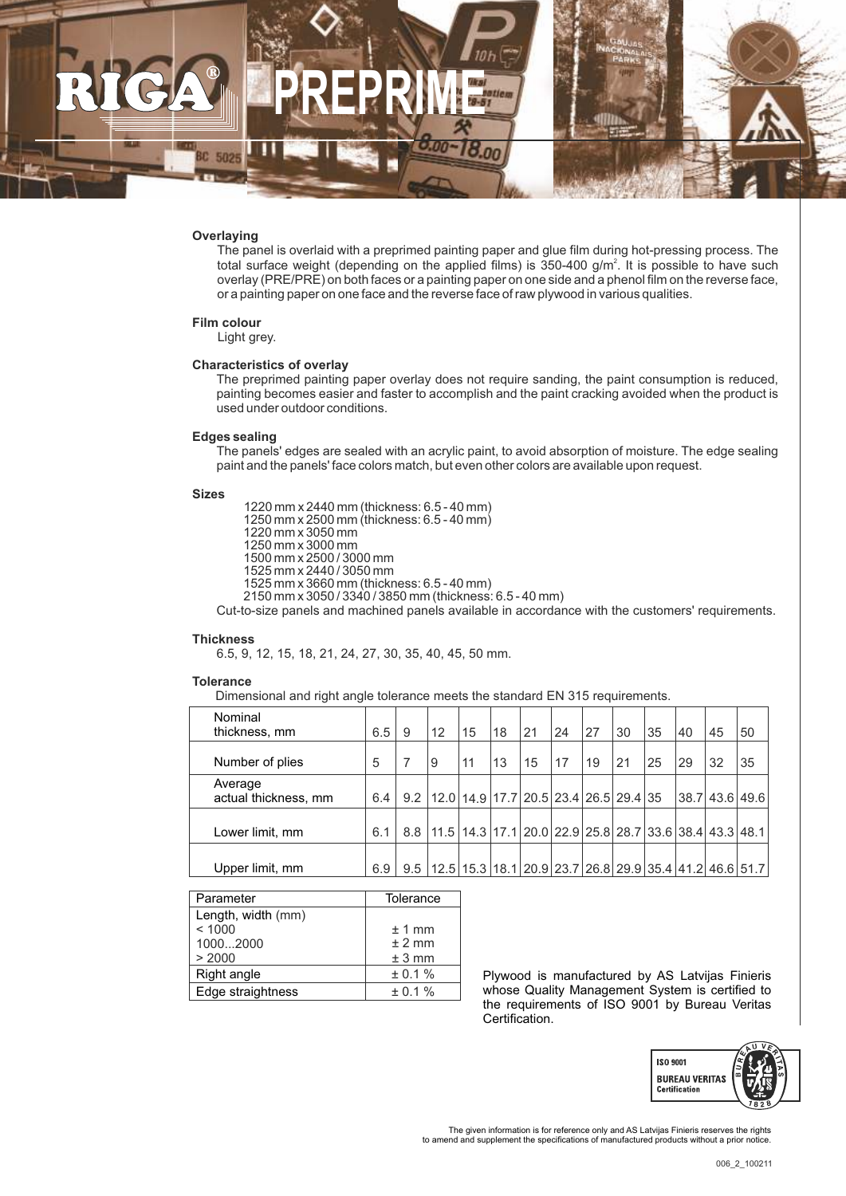# RIGA® PREPRIME

**Overlaying**

The panel is overlaid with a preprimed painting paper and glue film during hot-pressing process. The total surface weight (depending on the applied films) is 350-400 g/m$^2$. It is possible to have such overlay (PRE/PRE) on both faces or a painting paper on one side and a phenol film on the reverse face, or a painting paper on one face and the reverse face of raw plywood in various qualities.

**Film colour**

Light grey.

**Characteristics of overlay**

The preprimed painting paper overlay does not require sanding, the paint consumption is reduced, painting becomes easier and faster to accomplish and the paint cracking avoided when the product is used under outdoor conditions.

**Edges sealing**

The panels' edges are sealed with an acrylic paint, to avoid absorption of moisture. The edge sealing paint and the panels' face colors match, but even other colors are available upon request.

**Sizes**

1220 mm x 2440 mm (thickness: 6.5 - 40 mm)
1250 mm x 2500 mm (thickness: 6.5 - 40 mm)
1220 mm x 3050 mm
1250 mm x 3000 mm
1500 mm x 2500 / 3000 mm
1525 mm x 2440 / 3050 mm
1525 mm x 3660 mm (thickness: 6.5 - 40 mm)
2150 mm x 3050 / 3340 / 3850 mm (thickness: 6.5 - 40 mm)

Cut-to-size panels and machined panels available in accordance with the customers' requirements.

**Thickness**

6.5, 9, 12, 15, 18, 21, 24, 27, 30, 35, 40, 45, 50 mm.

**Tolerance**

Dimensional and right angle tolerance meets the standard EN 315 requirements.

| Nominal thickness, mm | 6.5 | 9 | 12 | 15 | 18 | 21 | 24 | 27 | 30 | 35 | 40 | 45 | 50 |
|---|---|---|---|---|---|---|---|---|---|---|---|---|---|
| Number of plies | 5 | 7 | 9 | 11 | 13 | 15 | 17 | 19 | 21 | 25 | 29 | 32 | 35 |
| Average actual thickness, mm | 6.4 | 9.2 | 12.0 | 14.9 | 17.7 | 20.5 | 23.4 | 26.5 | 29.4 | 35 | 38.7 | 43.6 | 49.6 |
| Lower limit, mm | 6.1 | 8.8 | 11.5 | 14.3 | 17.1 | 20.0 | 22.9 | 25.8 | 28.7 | 33.6 | 38.4 | 43.3 | 48.1 |
| Upper limit, mm | 6.9 | 9.5 | 12.5 | 15.3 | 18.1 | 20.9 | 23.7 | 26.8 | 29.9 | 35.4 | 41.2 | 46.6 | 51.7 |

| Parameter | Tolerance |
|---|---|
| Length, width (mm) | |
| < 1000 | ± 1 mm |
| 1000...2000 | ± 2 mm |
| > 2000 | ± 3 mm |
| Right angle | ± 0.1 % |
| Edge straightness | ± 0.1 % |

Plywood is manufactured by AS Latvijas Finieris whose Quality Management System is certified to the requirements of ISO 9001 by Bureau Veritas Certification.

ISO 9001
BUREAU VERITAS
Certification

The given information is for reference only and AS Latvijas Finieris reserves the rights to amend and supplement the specifications of manufactured products without a prior notice.

006_2_100211